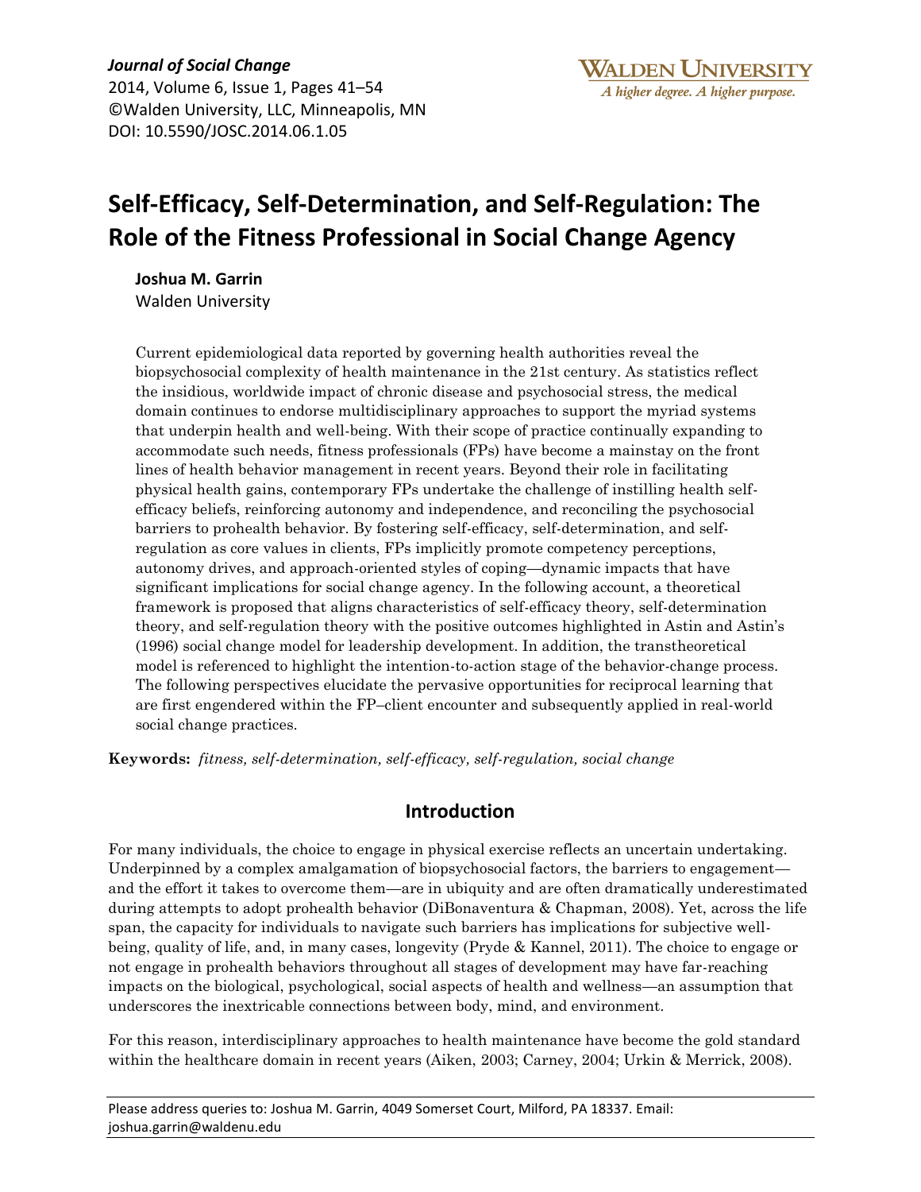*Journal of Social Change*
2014, Volume 6, Issue 1, Pages 41–54
©Walden University, LLC, Minneapolis, MN
DOI: 10.5590/JOSC.2014.06.1.05

WALDEN UNIVERSITY
*A higher degree. A higher purpose.*

# Self-Efficacy, Self-Determination, and Self-Regulation: The Role of the Fitness Professional in Social Change Agency

**Joshua M. Garrin**
Walden University

Current epidemiological data reported by governing health authorities reveal the biopsychosocial complexity of health maintenance in the 21st century. As statistics reflect the insidious, worldwide impact of chronic disease and psychosocial stress, the medical domain continues to endorse multidisciplinary approaches to support the myriad systems that underpin health and well-being. With their scope of practice continually expanding to accommodate such needs, fitness professionals (FPs) have become a mainstay on the front lines of health behavior management in recent years. Beyond their role in facilitating physical health gains, contemporary FPs undertake the challenge of instilling health self-efficacy beliefs, reinforcing autonomy and independence, and reconciling the psychosocial barriers to prohealth behavior. By fostering self-efficacy, self-determination, and self-regulation as core values in clients, FPs implicitly promote competency perceptions, autonomy drives, and approach-oriented styles of coping—dynamic impacts that have significant implications for social change agency. In the following account, a theoretical framework is proposed that aligns characteristics of self-efficacy theory, self-determination theory, and self-regulation theory with the positive outcomes highlighted in Astin and Astin's (1996) social change model for leadership development. In addition, the transtheoretical model is referenced to highlight the intention-to-action stage of the behavior-change process. The following perspectives elucidate the pervasive opportunities for reciprocal learning that are first engendered within the FP–client encounter and subsequently applied in real-world social change practices.

**Keywords:** *fitness, self-determination, self-efficacy, self-regulation, social change*

## Introduction

For many individuals, the choice to engage in physical exercise reflects an uncertain undertaking. Underpinned by a complex amalgamation of biopsychosocial factors, the barriers to engagement—and the effort it takes to overcome them—are in ubiquity and are often dramatically underestimated during attempts to adopt prohealth behavior (DiBonaventura & Chapman, 2008). Yet, across the life span, the capacity for individuals to navigate such barriers has implications for subjective well-being, quality of life, and, in many cases, longevity (Pryde & Kannel, 2011). The choice to engage or not engage in prohealth behaviors throughout all stages of development may have far-reaching impacts on the biological, psychological, social aspects of health and wellness—an assumption that underscores the inextricable connections between body, mind, and environment.

For this reason, interdisciplinary approaches to health maintenance have become the gold standard within the healthcare domain in recent years (Aiken, 2003; Carney, 2004; Urkin & Merrick, 2008).

Please address queries to: Joshua M. Garrin, 4049 Somerset Court, Milford, PA 18337. Email: joshua.garrin@waldenu.edu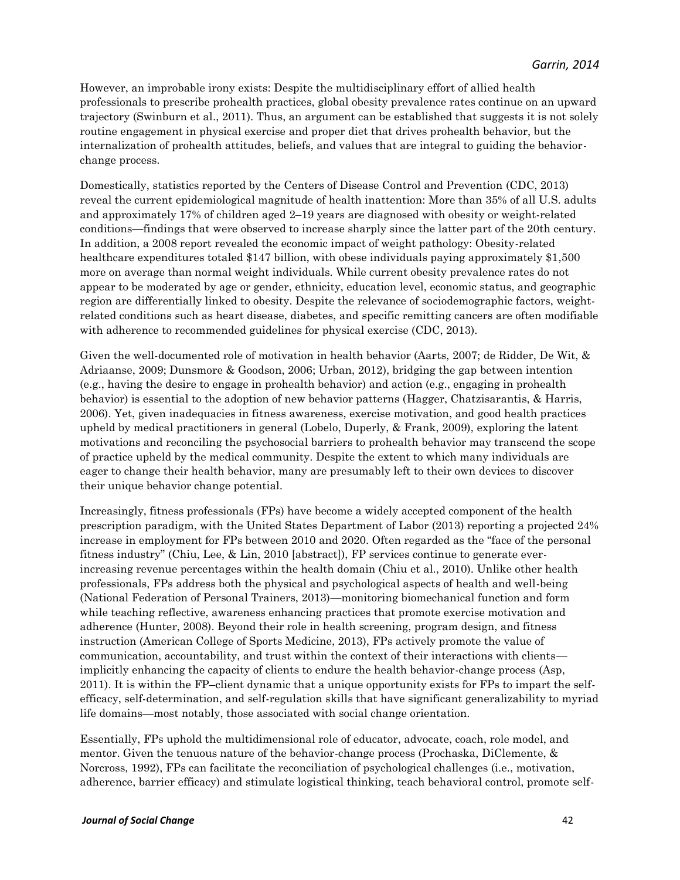However, an improbable irony exists: Despite the multidisciplinary effort of allied health professionals to prescribe prohealth practices, global obesity prevalence rates continue on an upward trajectory (Swinburn et al., 2011). Thus, an argument can be established that suggests it is not solely routine engagement in physical exercise and proper diet that drives prohealth behavior, but the internalization of prohealth attitudes, beliefs, and values that are integral to guiding the behavior-change process.

Domestically, statistics reported by the Centers of Disease Control and Prevention (CDC, 2013) reveal the current epidemiological magnitude of health inattention: More than 35% of all U.S. adults and approximately 17% of children aged 2–19 years are diagnosed with obesity or weight-related conditions—findings that were observed to increase sharply since the latter part of the 20th century. In addition, a 2008 report revealed the economic impact of weight pathology: Obesity-related healthcare expenditures totaled $147 billion, with obese individuals paying approximately $1,500 more on average than normal weight individuals. While current obesity prevalence rates do not appear to be moderated by age or gender, ethnicity, education level, economic status, and geographic region are differentially linked to obesity. Despite the relevance of sociodemographic factors, weight-related conditions such as heart disease, diabetes, and specific remitting cancers are often modifiable with adherence to recommended guidelines for physical exercise (CDC, 2013).

Given the well-documented role of motivation in health behavior (Aarts, 2007; de Ridder, De Wit, & Adriaanse, 2009; Dunsmore & Goodson, 2006; Urban, 2012), bridging the gap between intention (e.g., having the desire to engage in prohealth behavior) and action (e.g., engaging in prohealth behavior) is essential to the adoption of new behavior patterns (Hagger, Chatzisarantis, & Harris, 2006). Yet, given inadequacies in fitness awareness, exercise motivation, and good health practices upheld by medical practitioners in general (Lobelo, Duperly, & Frank, 2009), exploring the latent motivations and reconciling the psychosocial barriers to prohealth behavior may transcend the scope of practice upheld by the medical community. Despite the extent to which many individuals are eager to change their health behavior, many are presumably left to their own devices to discover their unique behavior change potential.

Increasingly, fitness professionals (FPs) have become a widely accepted component of the health prescription paradigm, with the United States Department of Labor (2013) reporting a projected 24% increase in employment for FPs between 2010 and 2020. Often regarded as the "face of the personal fitness industry" (Chiu, Lee, & Lin, 2010 [abstract]), FP services continue to generate ever-increasing revenue percentages within the health domain (Chiu et al., 2010). Unlike other health professionals, FPs address both the physical and psychological aspects of health and well-being (National Federation of Personal Trainers, 2013)—monitoring biomechanical function and form while teaching reflective, awareness enhancing practices that promote exercise motivation and adherence (Hunter, 2008). Beyond their role in health screening, program design, and fitness instruction (American College of Sports Medicine, 2013), FPs actively promote the value of communication, accountability, and trust within the context of their interactions with clients—implicitly enhancing the capacity of clients to endure the health behavior-change process (Asp, 2011). It is within the FP–client dynamic that a unique opportunity exists for FPs to impart the self-efficacy, self-determination, and self-regulation skills that have significant generalizability to myriad life domains—most notably, those associated with social change orientation.

Essentially, FPs uphold the multidimensional role of educator, advocate, coach, role model, and mentor. Given the tenuous nature of the behavior-change process (Prochaska, DiClemente, & Norcross, 1992), FPs can facilitate the reconciliation of psychological challenges (i.e., motivation, adherence, barrier efficacy) and stimulate logistical thinking, teach behavioral control, promote self-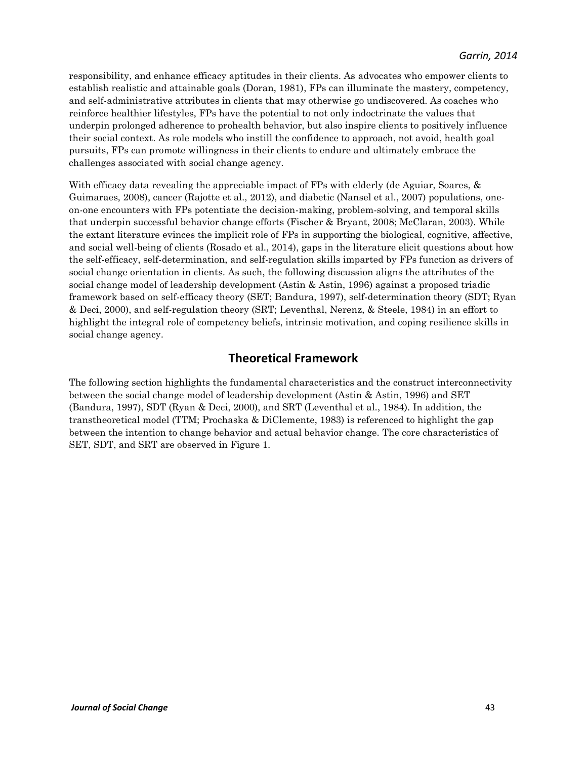responsibility, and enhance efficacy aptitudes in their clients. As advocates who empower clients to establish realistic and attainable goals (Doran, 1981), FPs can illuminate the mastery, competency, and self-administrative attributes in clients that may otherwise go undiscovered. As coaches who reinforce healthier lifestyles, FPs have the potential to not only indoctrinate the values that underpin prolonged adherence to prohealth behavior, but also inspire clients to positively influence their social context. As role models who instill the confidence to approach, not avoid, health goal pursuits, FPs can promote willingness in their clients to endure and ultimately embrace the challenges associated with social change agency.

With efficacy data revealing the appreciable impact of FPs with elderly (de Aguiar, Soares, & Guimaraes, 2008), cancer (Rajotte et al., 2012), and diabetic (Nansel et al., 2007) populations, one-on-one encounters with FPs potentiate the decision-making, problem-solving, and temporal skills that underpin successful behavior change efforts (Fischer & Bryant, 2008; McClaran, 2003). While the extant literature evinces the implicit role of FPs in supporting the biological, cognitive, affective, and social well-being of clients (Rosado et al., 2014), gaps in the literature elicit questions about how the self-efficacy, self-determination, and self-regulation skills imparted by FPs function as drivers of social change orientation in clients. As such, the following discussion aligns the attributes of the social change model of leadership development (Astin & Astin, 1996) against a proposed triadic framework based on self-efficacy theory (SET; Bandura, 1997), self-determination theory (SDT; Ryan & Deci, 2000), and self-regulation theory (SRT; Leventhal, Nerenz, & Steele, 1984) in an effort to highlight the integral role of competency beliefs, intrinsic motivation, and coping resilience skills in social change agency.

## Theoretical Framework

The following section highlights the fundamental characteristics and the construct interconnectivity between the social change model of leadership development (Astin & Astin, 1996) and SET (Bandura, 1997), SDT (Ryan & Deci, 2000), and SRT (Leventhal et al., 1984). In addition, the transtheoretical model (TTM; Prochaska & DiClemente, 1983) is referenced to highlight the gap between the intention to change behavior and actual behavior change. The core characteristics of SET, SDT, and SRT are observed in Figure 1.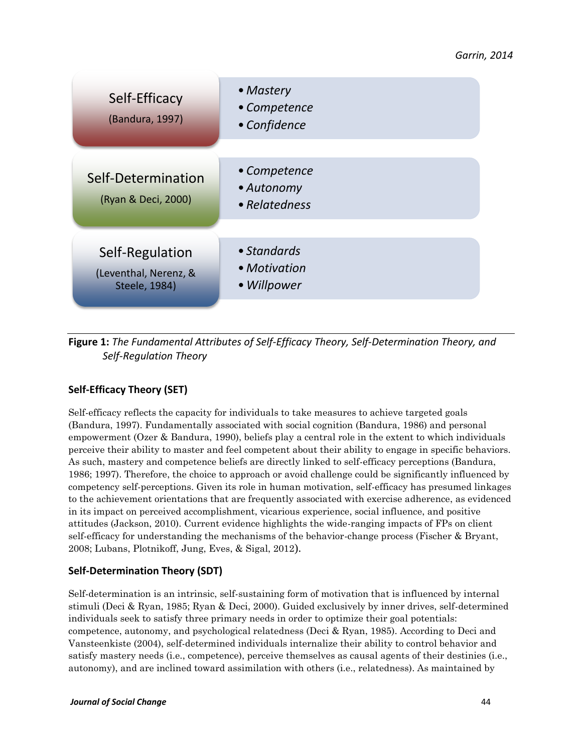Garrin, 2014

| | |
|---|---|
| Self-Efficacy (Bandura, 1997) | • *Mastery* • *Competence* • *Confidence* |
| Self-Determination (Ryan & Deci, 2000) | • *Competence* • *Autonomy* • *Relatedness* |
| Self-Regulation (Leventhal, Nerenz, & Steele, 1984) | • *Standards* • *Motivation* • *Willpower* |

**Figure 1:** *The Fundamental Attributes of Self-Efficacy Theory, Self-Determination Theory, and Self-Regulation Theory*

### Self-Efficacy Theory (SET)

Self-efficacy reflects the capacity for individuals to take measures to achieve targeted goals (Bandura, 1997). Fundamentally associated with social cognition (Bandura, 1986) and personal empowerment (Ozer & Bandura, 1990), beliefs play a central role in the extent to which individuals perceive their ability to master and feel competent about their ability to engage in specific behaviors. As such, mastery and competence beliefs are directly linked to self-efficacy perceptions (Bandura, 1986; 1997). Therefore, the choice to approach or avoid challenge could be significantly influenced by competency self-perceptions. Given its role in human motivation, self-efficacy has presumed linkages to the achievement orientations that are frequently associated with exercise adherence, as evidenced in its impact on perceived accomplishment, vicarious experience, social influence, and positive attitudes (Jackson, 2010). Current evidence highlights the wide-ranging impacts of FPs on client self-efficacy for understanding the mechanisms of the behavior-change process (Fischer & Bryant, 2008; Lubans, Plotnikoff, Jung, Eves, & Sigal, 2012).

### Self-Determination Theory (SDT)

Self-determination is an intrinsic, self-sustaining form of motivation that is influenced by internal stimuli (Deci & Ryan, 1985; Ryan & Deci, 2000). Guided exclusively by inner drives, self-determined individuals seek to satisfy three primary needs in order to optimize their goal potentials: competence, autonomy, and psychological relatedness (Deci & Ryan, 1985). According to Deci and Vansteenkiste (2004), self-determined individuals internalize their ability to control behavior and satisfy mastery needs (i.e., competence), perceive themselves as causal agents of their destinies (i.e., autonomy), and are inclined toward assimilation with others (i.e., relatedness). As maintained by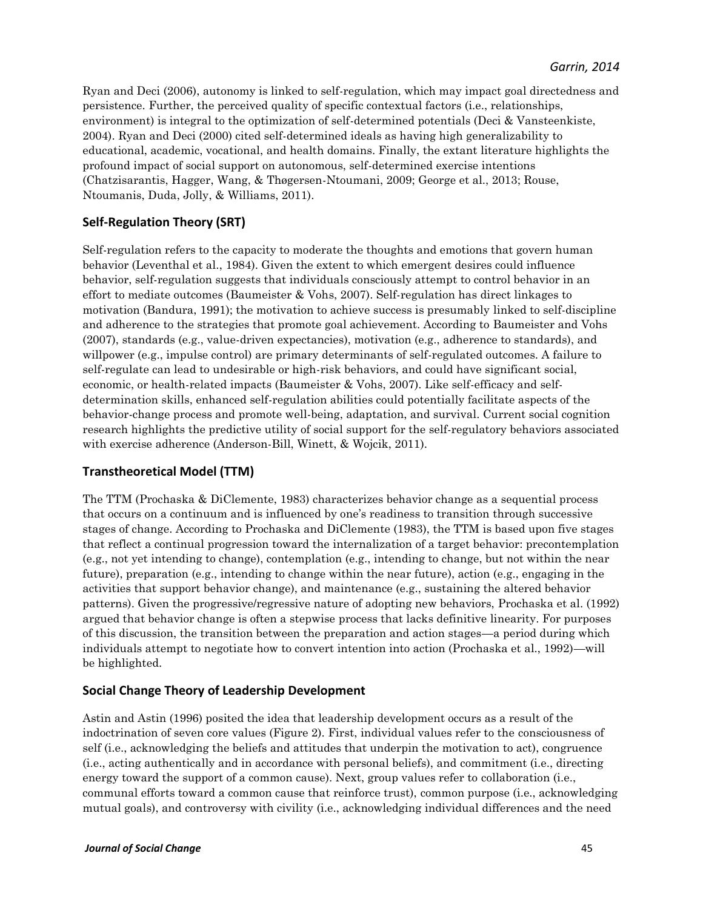Ryan and Deci (2006), autonomy is linked to self-regulation, which may impact goal directedness and persistence. Further, the perceived quality of specific contextual factors (i.e., relationships, environment) is integral to the optimization of self-determined potentials (Deci & Vansteenkiste, 2004). Ryan and Deci (2000) cited self-determined ideals as having high generalizability to educational, academic, vocational, and health domains. Finally, the extant literature highlights the profound impact of social support on autonomous, self-determined exercise intentions (Chatzisarantis, Hagger, Wang, & Thøgersen-Ntoumani, 2009; George et al., 2013; Rouse, Ntoumanis, Duda, Jolly, & Williams, 2011).

## Self-Regulation Theory (SRT)

Self-regulation refers to the capacity to moderate the thoughts and emotions that govern human behavior (Leventhal et al., 1984). Given the extent to which emergent desires could influence behavior, self-regulation suggests that individuals consciously attempt to control behavior in an effort to mediate outcomes (Baumeister & Vohs, 2007). Self-regulation has direct linkages to motivation (Bandura, 1991); the motivation to achieve success is presumably linked to self-discipline and adherence to the strategies that promote goal achievement. According to Baumeister and Vohs (2007), standards (e.g., value-driven expectancies), motivation (e.g., adherence to standards), and willpower (e.g., impulse control) are primary determinants of self-regulated outcomes. A failure to self-regulate can lead to undesirable or high-risk behaviors, and could have significant social, economic, or health-related impacts (Baumeister & Vohs, 2007). Like self-efficacy and self-determination skills, enhanced self-regulation abilities could potentially facilitate aspects of the behavior-change process and promote well-being, adaptation, and survival. Current social cognition research highlights the predictive utility of social support for the self-regulatory behaviors associated with exercise adherence (Anderson-Bill, Winett, & Wojcik, 2011).

## Transtheoretical Model (TTM)

The TTM (Prochaska & DiClemente, 1983) characterizes behavior change as a sequential process that occurs on a continuum and is influenced by one's readiness to transition through successive stages of change. According to Prochaska and DiClemente (1983), the TTM is based upon five stages that reflect a continual progression toward the internalization of a target behavior: precontemplation (e.g., not yet intending to change), contemplation (e.g., intending to change, but not within the near future), preparation (e.g., intending to change within the near future), action (e.g., engaging in the activities that support behavior change), and maintenance (e.g., sustaining the altered behavior patterns). Given the progressive/regressive nature of adopting new behaviors, Prochaska et al. (1992) argued that behavior change is often a stepwise process that lacks definitive linearity. For purposes of this discussion, the transition between the preparation and action stages—a period during which individuals attempt to negotiate how to convert intention into action (Prochaska et al., 1992)—will be highlighted.

## Social Change Theory of Leadership Development

Astin and Astin (1996) posited the idea that leadership development occurs as a result of the indoctrination of seven core values (Figure 2). First, individual values refer to the consciousness of self (i.e., acknowledging the beliefs and attitudes that underpin the motivation to act), congruence (i.e., acting authentically and in accordance with personal beliefs), and commitment (i.e., directing energy toward the support of a common cause). Next, group values refer to collaboration (i.e., communal efforts toward a common cause that reinforce trust), common purpose (i.e., acknowledging mutual goals), and controversy with civility (i.e., acknowledging individual differences and the need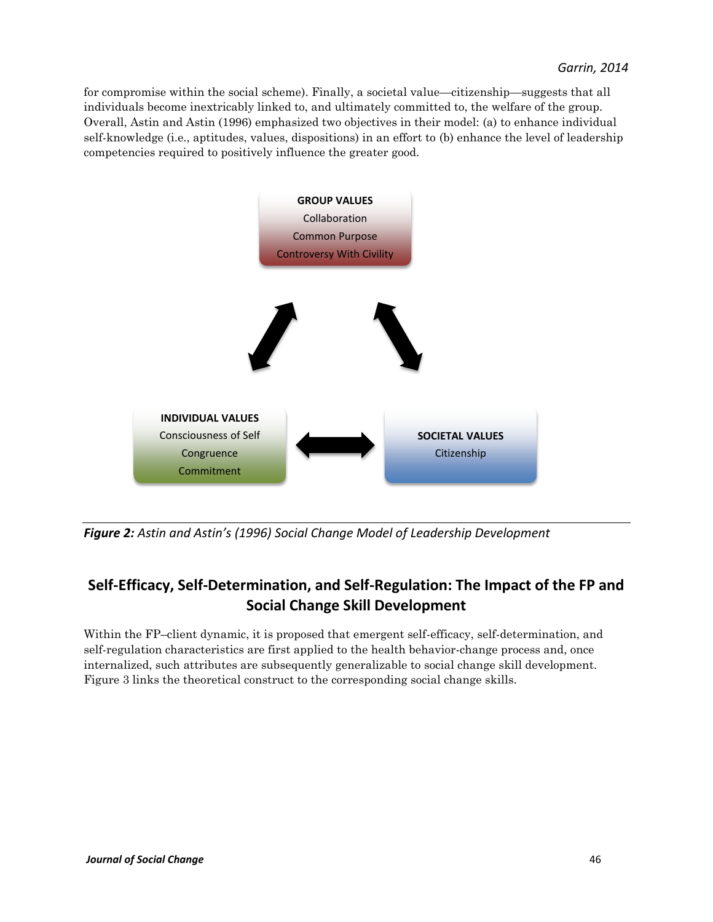for compromise within the social scheme). Finally, a societal value—citizenship—suggests that all individuals become inextricably linked to, and ultimately committed to, the welfare of the group. Overall, Astin and Astin (1996) emphasized two objectives in their model: (a) to enhance individual self-knowledge (i.e., aptitudes, values, dispositions) in an effort to (b) enhance the level of leadership competencies required to positively influence the greater good.

**GROUP VALUES**
Collaboration
Common Purpose
Controversy With Civility

**INDIVIDUAL VALUES**
Consciousness of Self
Congruence
Commitment

**SOCIETAL VALUES**
Citizenship

***Figure 2:*** *Astin and Astin's (1996) Social Change Model of Leadership Development*

## Self-Efficacy, Self-Determination, and Self-Regulation: The Impact of the FP and Social Change Skill Development

Within the FP–client dynamic, it is proposed that emergent self-efficacy, self-determination, and self-regulation characteristics are first applied to the health behavior-change process and, once internalized, such attributes are subsequently generalizable to social change skill development. Figure 3 links the theoretical construct to the corresponding social change skills.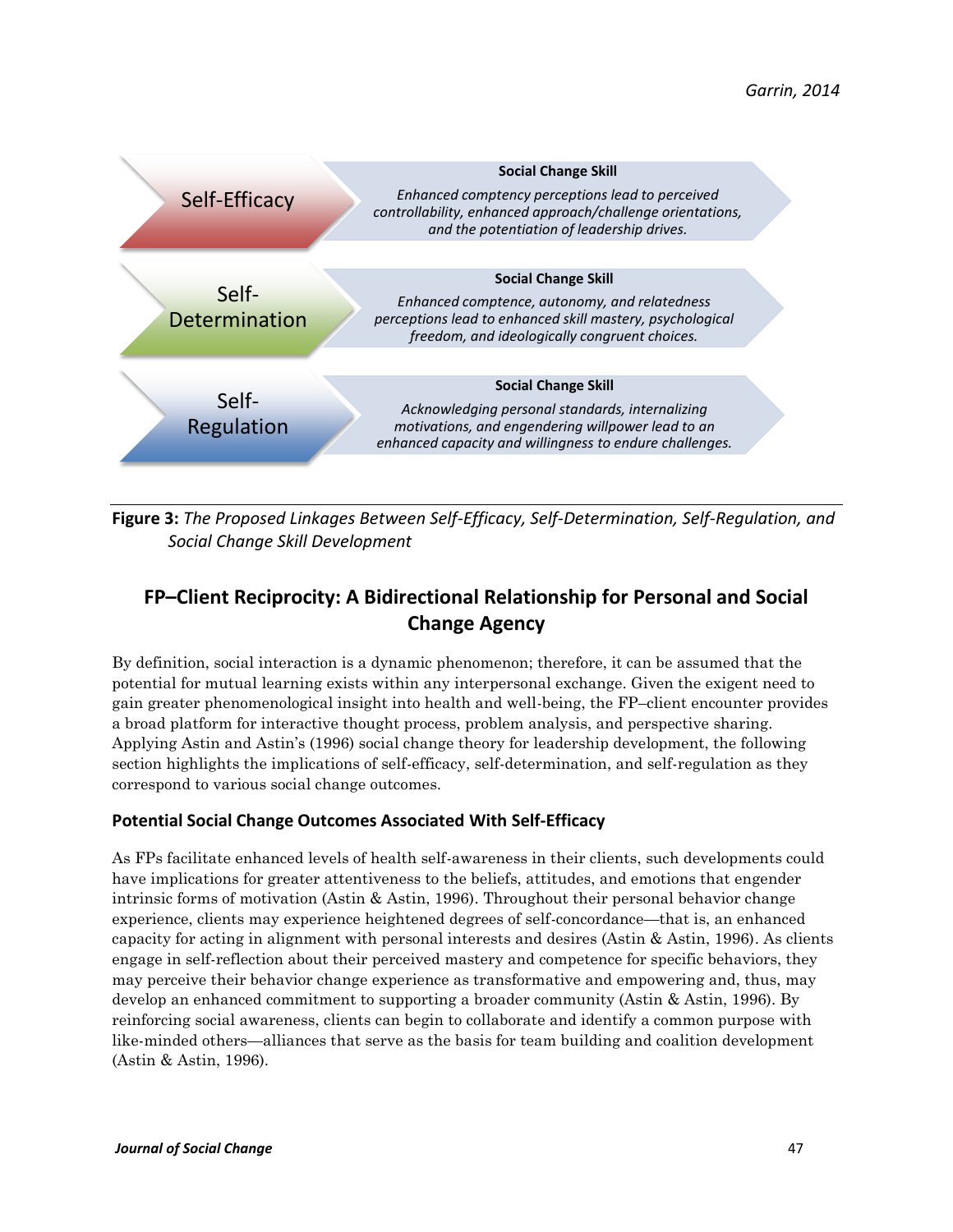| | Social Change Skill |
|---|---|
| Self-Efficacy | *Enhanced comptency perceptions lead to perceived controllability, enhanced approach/challenge orientations, and the potentiation of leadership drives.* |
| Self-Determination | *Enhanced comptence, autonomy, and relatedness perceptions lead to enhanced skill mastery, psychological freedom, and ideologically congruent choices.* |
| Self-Regulation | *Acknowledging personal standards, internalizing motivations, and engendering willpower lead to an enhanced capacity and willingness to endure challenges.* |

**Figure 3:** *The Proposed Linkages Between Self-Efficacy, Self-Determination, Self-Regulation, and Social Change Skill Development*

## FP–Client Reciprocity: A Bidirectional Relationship for Personal and Social Change Agency

By definition, social interaction is a dynamic phenomenon; therefore, it can be assumed that the potential for mutual learning exists within any interpersonal exchange. Given the exigent need to gain greater phenomenological insight into health and well-being, the FP–client encounter provides a broad platform for interactive thought process, problem analysis, and perspective sharing. Applying Astin and Astin's (1996) social change theory for leadership development, the following section highlights the implications of self-efficacy, self-determination, and self-regulation as they correspond to various social change outcomes.

### Potential Social Change Outcomes Associated With Self-Efficacy

As FPs facilitate enhanced levels of health self-awareness in their clients, such developments could have implications for greater attentiveness to the beliefs, attitudes, and emotions that engender intrinsic forms of motivation (Astin & Astin, 1996). Throughout their personal behavior change experience, clients may experience heightened degrees of self-concordance—that is, an enhanced capacity for acting in alignment with personal interests and desires (Astin & Astin, 1996). As clients engage in self-reflection about their perceived mastery and competence for specific behaviors, they may perceive their behavior change experience as transformative and empowering and, thus, may develop an enhanced commitment to supporting a broader community (Astin & Astin, 1996). By reinforcing social awareness, clients can begin to collaborate and identify a common purpose with like-minded others—alliances that serve as the basis for team building and coalition development (Astin & Astin, 1996).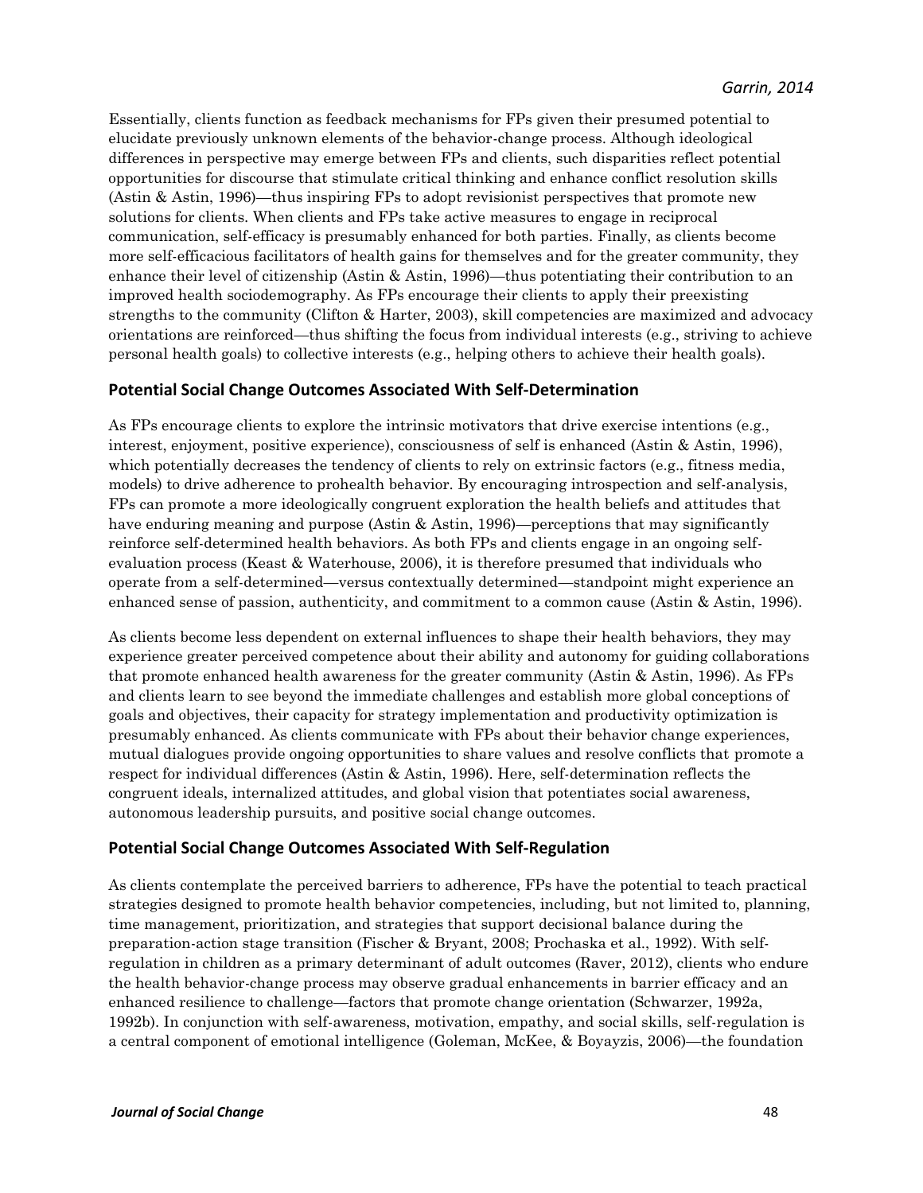Essentially, clients function as feedback mechanisms for FPs given their presumed potential to elucidate previously unknown elements of the behavior-change process. Although ideological differences in perspective may emerge between FPs and clients, such disparities reflect potential opportunities for discourse that stimulate critical thinking and enhance conflict resolution skills (Astin & Astin, 1996)—thus inspiring FPs to adopt revisionist perspectives that promote new solutions for clients. When clients and FPs take active measures to engage in reciprocal communication, self-efficacy is presumably enhanced for both parties. Finally, as clients become more self-efficacious facilitators of health gains for themselves and for the greater community, they enhance their level of citizenship (Astin & Astin, 1996)—thus potentiating their contribution to an improved health sociodemography. As FPs encourage their clients to apply their preexisting strengths to the community (Clifton & Harter, 2003), skill competencies are maximized and advocacy orientations are reinforced—thus shifting the focus from individual interests (e.g., striving to achieve personal health goals) to collective interests (e.g., helping others to achieve their health goals).

## Potential Social Change Outcomes Associated With Self-Determination

As FPs encourage clients to explore the intrinsic motivators that drive exercise intentions (e.g., interest, enjoyment, positive experience), consciousness of self is enhanced (Astin & Astin, 1996), which potentially decreases the tendency of clients to rely on extrinsic factors (e.g., fitness media, models) to drive adherence to prohealth behavior. By encouraging introspection and self-analysis, FPs can promote a more ideologically congruent exploration the health beliefs and attitudes that have enduring meaning and purpose (Astin & Astin, 1996)—perceptions that may significantly reinforce self-determined health behaviors. As both FPs and clients engage in an ongoing self-evaluation process (Keast & Waterhouse, 2006), it is therefore presumed that individuals who operate from a self-determined—versus contextually determined—standpoint might experience an enhanced sense of passion, authenticity, and commitment to a common cause (Astin & Astin, 1996).

As clients become less dependent on external influences to shape their health behaviors, they may experience greater perceived competence about their ability and autonomy for guiding collaborations that promote enhanced health awareness for the greater community (Astin & Astin, 1996). As FPs and clients learn to see beyond the immediate challenges and establish more global conceptions of goals and objectives, their capacity for strategy implementation and productivity optimization is presumably enhanced. As clients communicate with FPs about their behavior change experiences, mutual dialogues provide ongoing opportunities to share values and resolve conflicts that promote a respect for individual differences (Astin & Astin, 1996). Here, self-determination reflects the congruent ideals, internalized attitudes, and global vision that potentiates social awareness, autonomous leadership pursuits, and positive social change outcomes.

## Potential Social Change Outcomes Associated With Self-Regulation

As clients contemplate the perceived barriers to adherence, FPs have the potential to teach practical strategies designed to promote health behavior competencies, including, but not limited to, planning, time management, prioritization, and strategies that support decisional balance during the preparation-action stage transition (Fischer & Bryant, 2008; Prochaska et al., 1992). With self-regulation in children as a primary determinant of adult outcomes (Raver, 2012), clients who endure the health behavior-change process may observe gradual enhancements in barrier efficacy and an enhanced resilience to challenge—factors that promote change orientation (Schwarzer, 1992a, 1992b). In conjunction with self-awareness, motivation, empathy, and social skills, self-regulation is a central component of emotional intelligence (Goleman, McKee, & Boyayzis, 2006)—the foundation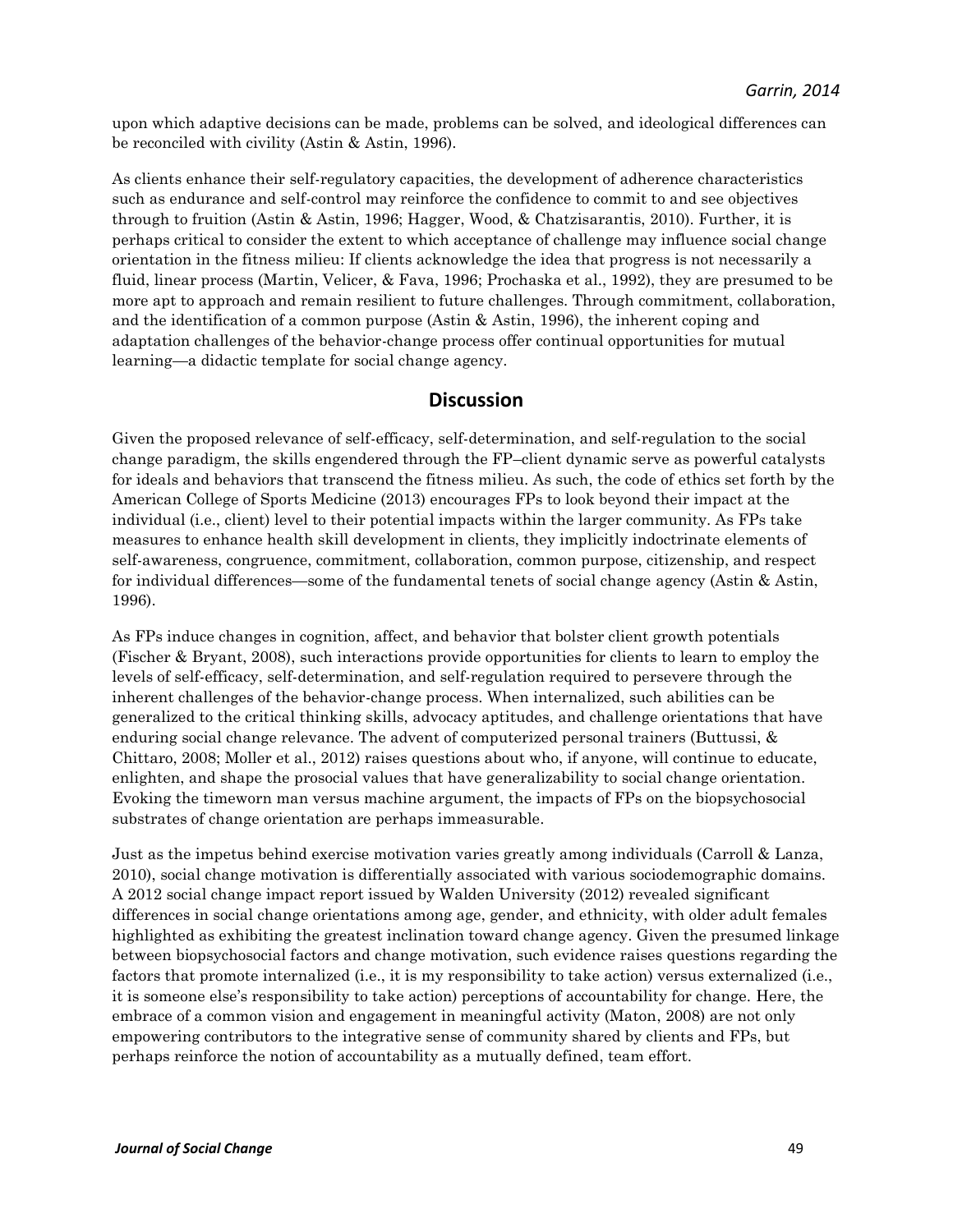upon which adaptive decisions can be made, problems can be solved, and ideological differences can be reconciled with civility (Astin & Astin, 1996).

As clients enhance their self-regulatory capacities, the development of adherence characteristics such as endurance and self-control may reinforce the confidence to commit to and see objectives through to fruition (Astin & Astin, 1996; Hagger, Wood, & Chatzisarantis, 2010). Further, it is perhaps critical to consider the extent to which acceptance of challenge may influence social change orientation in the fitness milieu: If clients acknowledge the idea that progress is not necessarily a fluid, linear process (Martin, Velicer, & Fava, 1996; Prochaska et al., 1992), they are presumed to be more apt to approach and remain resilient to future challenges. Through commitment, collaboration, and the identification of a common purpose (Astin & Astin, 1996), the inherent coping and adaptation challenges of the behavior-change process offer continual opportunities for mutual learning—a didactic template for social change agency.

## Discussion

Given the proposed relevance of self-efficacy, self-determination, and self-regulation to the social change paradigm, the skills engendered through the FP–client dynamic serve as powerful catalysts for ideals and behaviors that transcend the fitness milieu. As such, the code of ethics set forth by the American College of Sports Medicine (2013) encourages FPs to look beyond their impact at the individual (i.e., client) level to their potential impacts within the larger community. As FPs take measures to enhance health skill development in clients, they implicitly indoctrinate elements of self-awareness, congruence, commitment, collaboration, common purpose, citizenship, and respect for individual differences—some of the fundamental tenets of social change agency (Astin & Astin, 1996).

As FPs induce changes in cognition, affect, and behavior that bolster client growth potentials (Fischer & Bryant, 2008), such interactions provide opportunities for clients to learn to employ the levels of self-efficacy, self-determination, and self-regulation required to persevere through the inherent challenges of the behavior-change process. When internalized, such abilities can be generalized to the critical thinking skills, advocacy aptitudes, and challenge orientations that have enduring social change relevance. The advent of computerized personal trainers (Buttussi, & Chittaro, 2008; Moller et al., 2012) raises questions about who, if anyone, will continue to educate, enlighten, and shape the prosocial values that have generalizability to social change orientation. Evoking the timeworn man versus machine argument, the impacts of FPs on the biopsychosocial substrates of change orientation are perhaps immeasurable.

Just as the impetus behind exercise motivation varies greatly among individuals (Carroll & Lanza, 2010), social change motivation is differentially associated with various sociodemographic domains. A 2012 social change impact report issued by Walden University (2012) revealed significant differences in social change orientations among age, gender, and ethnicity, with older adult females highlighted as exhibiting the greatest inclination toward change agency. Given the presumed linkage between biopsychosocial factors and change motivation, such evidence raises questions regarding the factors that promote internalized (i.e., it is my responsibility to take action) versus externalized (i.e., it is someone else's responsibility to take action) perceptions of accountability for change. Here, the embrace of a common vision and engagement in meaningful activity (Maton, 2008) are not only empowering contributors to the integrative sense of community shared by clients and FPs, but perhaps reinforce the notion of accountability as a mutually defined, team effort.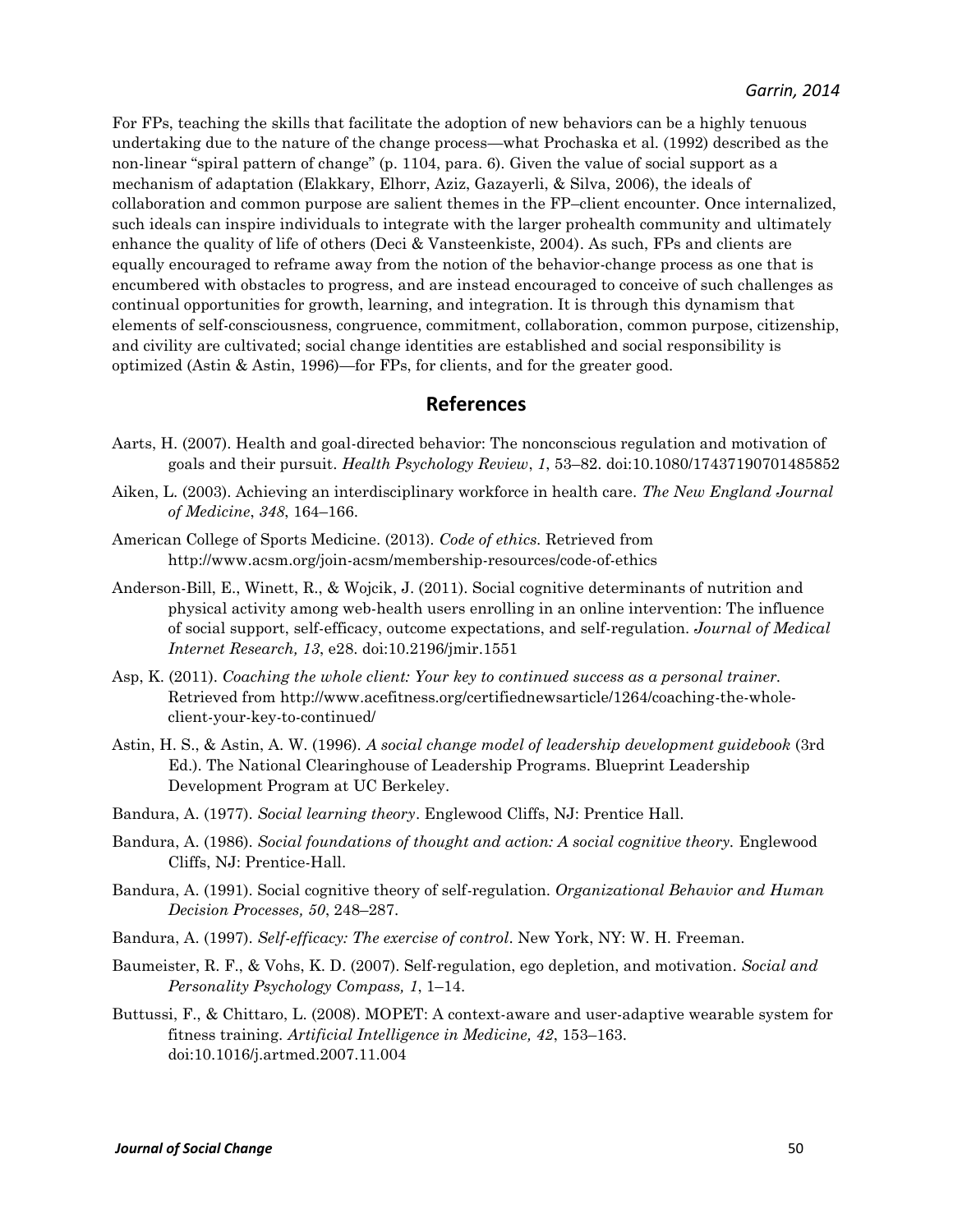For FPs, teaching the skills that facilitate the adoption of new behaviors can be a highly tenuous undertaking due to the nature of the change process—what Prochaska et al. (1992) described as the non-linear "spiral pattern of change" (p. 1104, para. 6). Given the value of social support as a mechanism of adaptation (Elakkary, Elhorr, Aziz, Gazayerli, & Silva, 2006), the ideals of collaboration and common purpose are salient themes in the FP–client encounter. Once internalized, such ideals can inspire individuals to integrate with the larger prohealth community and ultimately enhance the quality of life of others (Deci & Vansteenkiste, 2004). As such, FPs and clients are equally encouraged to reframe away from the notion of the behavior-change process as one that is encumbered with obstacles to progress, and are instead encouraged to conceive of such challenges as continual opportunities for growth, learning, and integration. It is through this dynamism that elements of self-consciousness, congruence, commitment, collaboration, common purpose, citizenship, and civility are cultivated; social change identities are established and social responsibility is optimized (Astin & Astin, 1996)—for FPs, for clients, and for the greater good.

## References

Aarts, H. (2007). Health and goal-directed behavior: The nonconscious regulation and motivation of goals and their pursuit. *Health Psychology Review*, *1*, 53–82. doi:10.1080/17437190701485852

Aiken, L. (2003). Achieving an interdisciplinary workforce in health care. *The New England Journal of Medicine*, *348*, 164–166.

American College of Sports Medicine. (2013). *Code of ethics.* Retrieved from http://www.acsm.org/join-acsm/membership-resources/code-of-ethics

Anderson-Bill, E., Winett, R., & Wojcik, J. (2011). Social cognitive determinants of nutrition and physical activity among web-health users enrolling in an online intervention: The influence of social support, self-efficacy, outcome expectations, and self-regulation. *Journal of Medical Internet Research, 13*, e28. doi:10.2196/jmir.1551

Asp, K. (2011). *Coaching the whole client: Your key to continued success as a personal trainer.* Retrieved from http://www.acefitness.org/certifiednewsarticle/1264/coaching-the-whole-client-your-key-to-continued/

Astin, H. S., & Astin, A. W. (1996). *A social change model of leadership development guidebook* (3rd Ed.). The National Clearinghouse of Leadership Programs. Blueprint Leadership Development Program at UC Berkeley.

Bandura, A. (1977). *Social learning theory*. Englewood Cliffs, NJ: Prentice Hall.

Bandura, A. (1986). *Social foundations of thought and action: A social cognitive theory.* Englewood Cliffs, NJ: Prentice-Hall.

Bandura, A. (1991). Social cognitive theory of self-regulation. *Organizational Behavior and Human Decision Processes, 50*, 248–287.

Bandura, A. (1997). *Self-efficacy: The exercise of control*. New York, NY: W. H. Freeman.

Baumeister, R. F., & Vohs, K. D. (2007). Self-regulation, ego depletion, and motivation. *Social and Personality Psychology Compass, 1*, 1–14.

Buttussi, F., & Chittaro, L. (2008). MOPET: A context-aware and user-adaptive wearable system for fitness training. *Artificial Intelligence in Medicine, 42*, 153–163. doi:10.1016/j.artmed.2007.11.004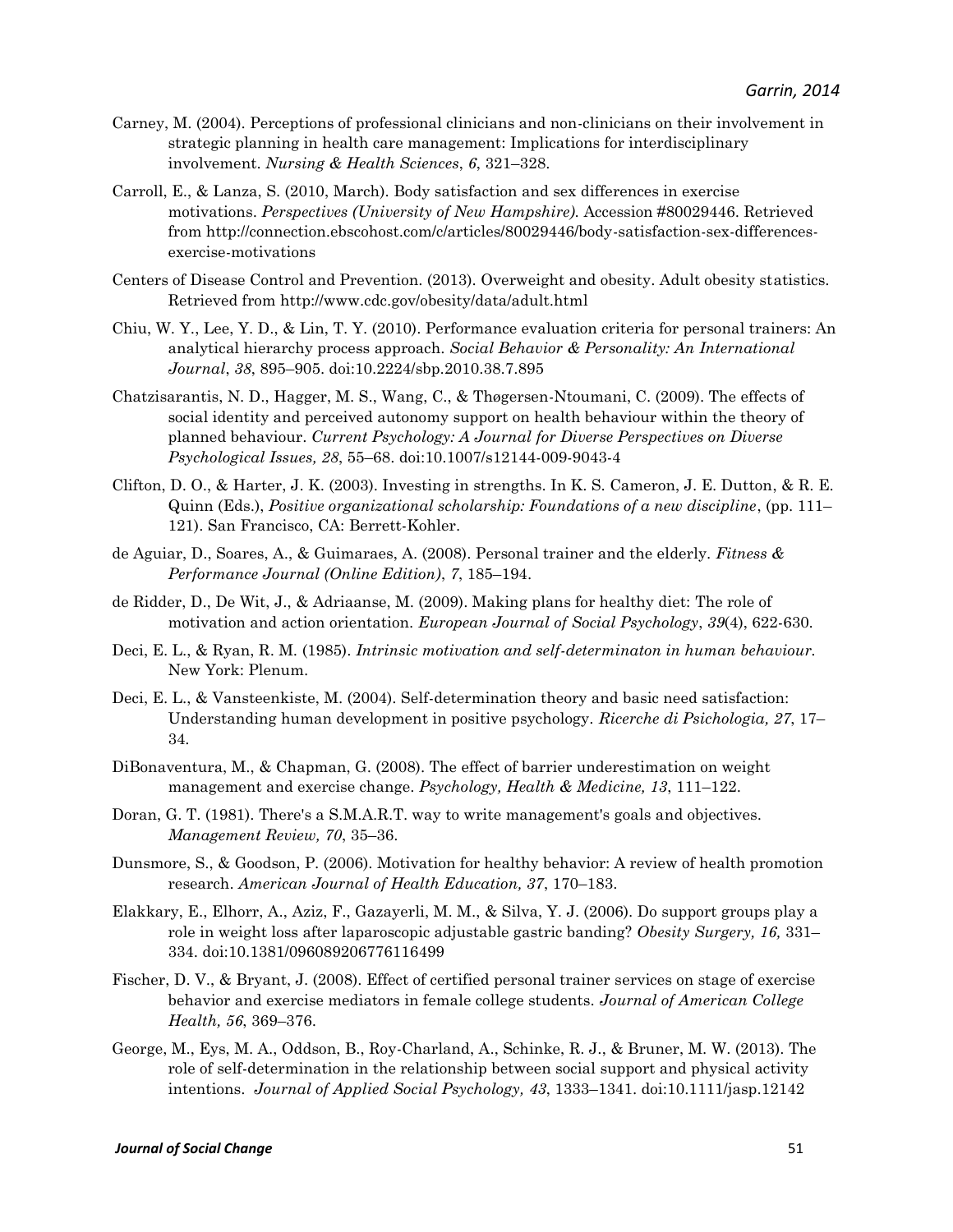Carney, M. (2004). Perceptions of professional clinicians and non-clinicians on their involvement in strategic planning in health care management: Implications for interdisciplinary involvement. *Nursing & Health Sciences*, *6*, 321–328.

Carroll, E., & Lanza, S. (2010, March). Body satisfaction and sex differences in exercise motivations. *Perspectives (University of New Hampshire).* Accession #80029446. Retrieved from http://connection.ebscohost.com/c/articles/80029446/body-satisfaction-sex-differences-exercise-motivations

Centers of Disease Control and Prevention. (2013). Overweight and obesity. Adult obesity statistics. Retrieved from http://www.cdc.gov/obesity/data/adult.html

Chiu, W. Y., Lee, Y. D., & Lin, T. Y. (2010). Performance evaluation criteria for personal trainers: An analytical hierarchy process approach. *Social Behavior & Personality: An International Journal*, *38*, 895–905. doi:10.2224/sbp.2010.38.7.895

Chatzisarantis, N. D., Hagger, M. S., Wang, C., & Thøgersen-Ntoumani, C. (2009). The effects of social identity and perceived autonomy support on health behaviour within the theory of planned behaviour. *Current Psychology: A Journal for Diverse Perspectives on Diverse Psychological Issues, 28*, 55–68. doi:10.1007/s12144-009-9043-4

Clifton, D. O., & Harter, J. K. (2003). Investing in strengths. In K. S. Cameron, J. E. Dutton, & R. E. Quinn (Eds.), *Positive organizational scholarship: Foundations of a new discipline*, (pp. 111–121). San Francisco, CA: Berrett-Kohler.

de Aguiar, D., Soares, A., & Guimaraes, A. (2008). Personal trainer and the elderly. *Fitness & Performance Journal (Online Edition)*, *7*, 185–194.

de Ridder, D., De Wit, J., & Adriaanse, M. (2009). Making plans for healthy diet: The role of motivation and action orientation. *European Journal of Social Psychology*, *39*(4), 622-630.

Deci, E. L., & Ryan, R. M. (1985). *Intrinsic motivation and self-determinaton in human behaviour.* New York: Plenum.

Deci, E. L., & Vansteenkiste, M. (2004). Self-determination theory and basic need satisfaction: Understanding human development in positive psychology. *Ricerche di Psicologia, 27*, 17–34.

DiBonaventura, M., & Chapman, G. (2008). The effect of barrier underestimation on weight management and exercise change. *Psychology, Health & Medicine, 13*, 111–122.

Doran, G. T. (1981). There's a S.M.A.R.T. way to write management's goals and objectives. *Management Review, 70*, 35–36.

Dunsmore, S., & Goodson, P. (2006). Motivation for healthy behavior: A review of health promotion research. *American Journal of Health Education, 37*, 170–183.

Elakkary, E., Elhorr, A., Aziz, F., Gazayerli, M. M., & Silva, Y. J. (2006). Do support groups play a role in weight loss after laparoscopic adjustable gastric banding? *Obesity Surgery, 16,* 331–334. doi:10.1381/096089206776116499

Fischer, D. V., & Bryant, J. (2008). Effect of certified personal trainer services on stage of exercise behavior and exercise mediators in female college students. *Journal of American College Health, 56*, 369–376.

George, M., Eys, M. A., Oddson, B., Roy-Charland, A., Schinke, R. J., & Bruner, M. W. (2013). The role of self-determination in the relationship between social support and physical activity intentions. *Journal of Applied Social Psychology, 43*, 1333–1341. doi:10.1111/jasp.12142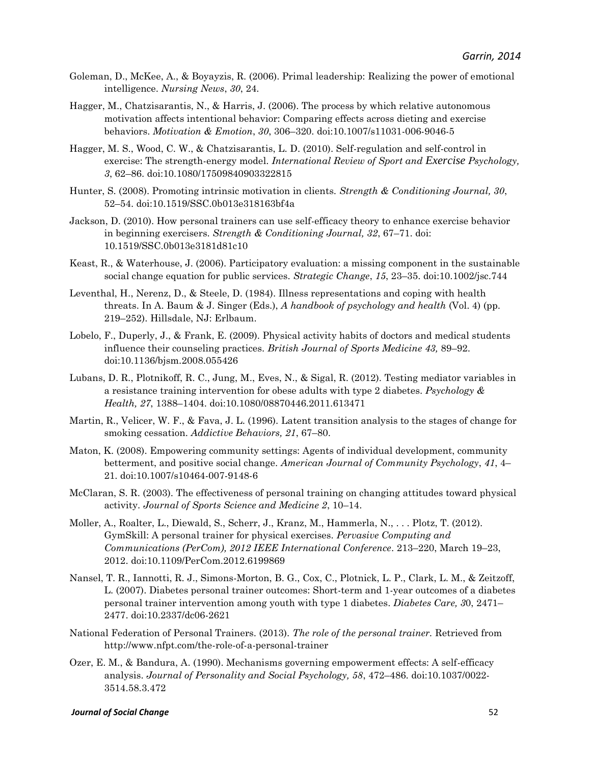Goleman, D., McKee, A., & Boyayzis, R. (2006). Primal leadership: Realizing the power of emotional intelligence. *Nursing News*, *30*, 24.

Hagger, M., Chatzisarantis, N., & Harris, J. (2006). The process by which relative autonomous motivation affects intentional behavior: Comparing effects across dieting and exercise behaviors. *Motivation & Emotion*, *30*, 306–320. doi:10.1007/s11031-006-9046-5

Hagger, M. S., Wood, C. W., & Chatzisarantis, L. D. (2010). Self-regulation and self-control in exercise: The strength-energy model. *International Review of Sport and Exercise Psychology, 3*, 62–86. doi:10.1080/17509840903322815

Hunter, S. (2008). Promoting intrinsic motivation in clients. *Strength & Conditioning Journal, 30*, 52–54. doi:10.1519/SSC.0b013e318163bf4a

Jackson, D. (2010). How personal trainers can use self-efficacy theory to enhance exercise behavior in beginning exercisers. *Strength & Conditioning Journal, 32*, 67–71. doi: 10.1519/SSC.0b013e3181d81c10

Keast, R., & Waterhouse, J. (2006). Participatory evaluation: a missing component in the sustainable social change equation for public services. *Strategic Change*, *15*, 23–35. doi:10.1002/jsc.744

Leventhal, H., Nerenz, D., & Steele, D. (1984). Illness representations and coping with health threats. In A. Baum & J. Singer (Eds.), *A handbook of psychology and health* (Vol. 4) (pp. 219–252). Hillsdale, NJ: Erlbaum.

Lobelo, F., Duperly, J., & Frank, E. (2009). Physical activity habits of doctors and medical students influence their counseling practices. *British Journal of Sports Medicine 43,* 89–92. doi:10.1136/bjsm.2008.055426

Lubans, D. R., Plotnikoff, R. C., Jung, M., Eves, N., & Sigal, R. (2012). Testing mediator variables in a resistance training intervention for obese adults with type 2 diabetes. *Psychology & Health, 27*, 1388–1404. doi:10.1080/08870446.2011.613471

Martin, R., Velicer, W. F., & Fava, J. L. (1996). Latent transition analysis to the stages of change for smoking cessation. *Addictive Behaviors, 21*, 67–80.

Maton, K. (2008). Empowering community settings: Agents of individual development, community betterment, and positive social change. *American Journal of Community Psychology*, *41*, 4–21. doi:10.1007/s10464-007-9148-6

McClaran, S. R. (2003). The effectiveness of personal training on changing attitudes toward physical activity. *Journal of Sports Science and Medicine 2*, 10–14.

Moller, A., Roalter, L., Diewald, S., Scherr, J., Kranz, M., Hammerla, N., . . . Plotz, T. (2012). GymSkill: A personal trainer for physical exercises. *Pervasive Computing and Communications (PerCom), 2012 IEEE International Conference*. 213–220, March 19–23, 2012. doi:10.1109/PerCom.2012.6199869

Nansel, T. R., Iannotti, R. J., Simons-Morton, B. G., Cox, C., Plotnick, L. P., Clark, L. M., & Zeitzoff, L. (2007). Diabetes personal trainer outcomes: Short-term and 1-year outcomes of a diabetes personal trainer intervention among youth with type 1 diabetes. *Diabetes Care, 3*0, 2471–2477. doi:10.2337/dc06-2621

National Federation of Personal Trainers. (2013). *The role of the personal trainer.* Retrieved from http://www.nfpt.com/the-role-of-a-personal-trainer

Ozer, E. M., & Bandura, A. (1990). Mechanisms governing empowerment effects: A self-efficacy analysis. *Journal of Personality and Social Psychology, 58*, 472–486. doi:10.1037/0022-3514.58.3.472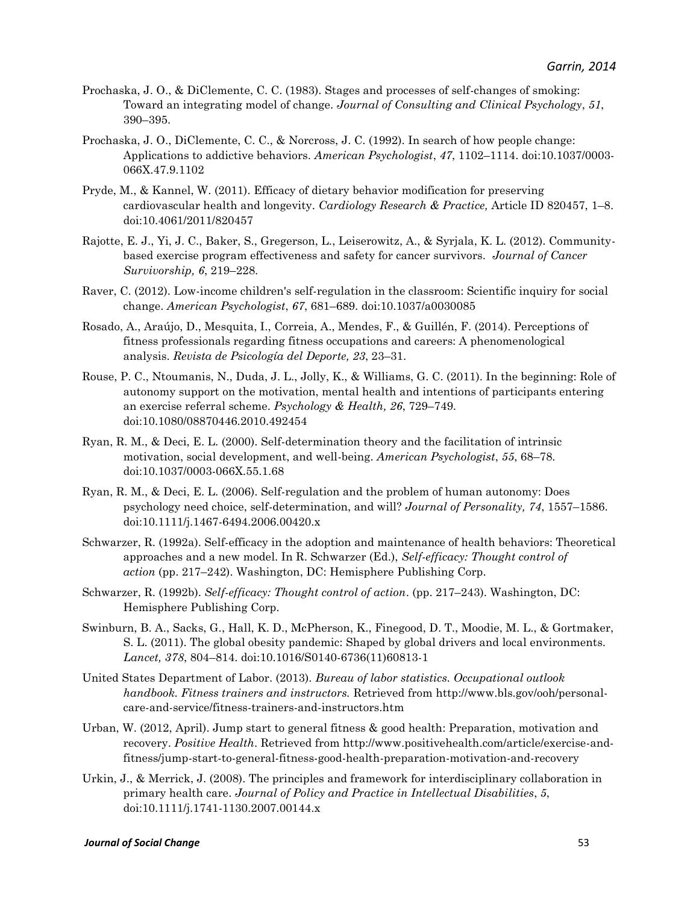Prochaska, J. O., & DiClemente, C. C. (1983). Stages and processes of self-changes of smoking: Toward an integrating model of change. *Journal of Consulting and Clinical Psychology*, *51*, 390–395.

Prochaska, J. O., DiClemente, C. C., & Norcross, J. C. (1992). In search of how people change: Applications to addictive behaviors. *American Psychologist*, *47*, 1102–1114. doi:10.1037/0003-066X.47.9.1102

Pryde, M., & Kannel, W. (2011). Efficacy of dietary behavior modification for preserving cardiovascular health and longevity. *Cardiology Research & Practice,* Article ID 820457, 1–8. doi:10.4061/2011/820457

Rajotte, E. J., Yi, J. C., Baker, S., Gregerson, L., Leiserowitz, A., & Syrjala, K. L. (2012). Community-based exercise program effectiveness and safety for cancer survivors. *Journal of Cancer Survivorship, 6*, 219–228.

Raver, C. (2012). Low-income children's self-regulation in the classroom: Scientific inquiry for social change. *American Psychologist*, *67*, 681–689. doi:10.1037/a0030085

Rosado, A., Araújo, D., Mesquita, I., Correia, A., Mendes, F., & Guillén, F. (2014). Perceptions of fitness professionals regarding fitness occupations and careers: A phenomenological analysis. *Revista de Psicología del Deporte, 23*, 23–31.

Rouse, P. C., Ntoumanis, N., Duda, J. L., Jolly, K., & Williams, G. C. (2011). In the beginning: Role of autonomy support on the motivation, mental health and intentions of participants entering an exercise referral scheme. *Psychology & Health, 26*, 729–749. doi:10.1080/08870446.2010.492454

Ryan, R. M., & Deci, E. L. (2000). Self-determination theory and the facilitation of intrinsic motivation, social development, and well-being. *American Psychologist*, *55*, 68–78. doi:10.1037/0003-066X.55.1.68

Ryan, R. M., & Deci, E. L. (2006). Self-regulation and the problem of human autonomy: Does psychology need choice, self-determination, and will? *Journal of Personality, 74*, 1557–1586. doi:10.1111/j.1467-6494.2006.00420.x

Schwarzer, R. (1992a). Self-efficacy in the adoption and maintenance of health behaviors: Theoretical approaches and a new model. In R. Schwarzer (Ed.), *Self-efficacy: Thought control of action* (pp. 217–242). Washington, DC: Hemisphere Publishing Corp.

Schwarzer, R. (1992b). *Self-efficacy: Thought control of action*. (pp. 217–243). Washington, DC: Hemisphere Publishing Corp.

Swinburn, B. A., Sacks, G., Hall, K. D., McPherson, K., Finegood, D. T., Moodie, M. L., & Gortmaker, S. L. (2011). The global obesity pandemic: Shaped by global drivers and local environments. *Lancet, 378*, 804–814. doi:10.1016/S0140-6736(11)60813-1

United States Department of Labor. (2013). *Bureau of labor statistics. Occupational outlook handbook. Fitness trainers and instructors.* Retrieved from http://www.bls.gov/ooh/personal-care-and-service/fitness-trainers-and-instructors.htm

Urban, W. (2012, April). Jump start to general fitness & good health: Preparation, motivation and recovery. *Positive Health*. Retrieved from http://www.positivehealth.com/article/exercise-and-fitness/jump-start-to-general-fitness-good-health-preparation-motivation-and-recovery

Urkin, J., & Merrick, J. (2008). The principles and framework for interdisciplinary collaboration in primary health care. *Journal of Policy and Practice in Intellectual Disabilities*, *5*, doi:10.1111/j.1741-1130.2007.00144.x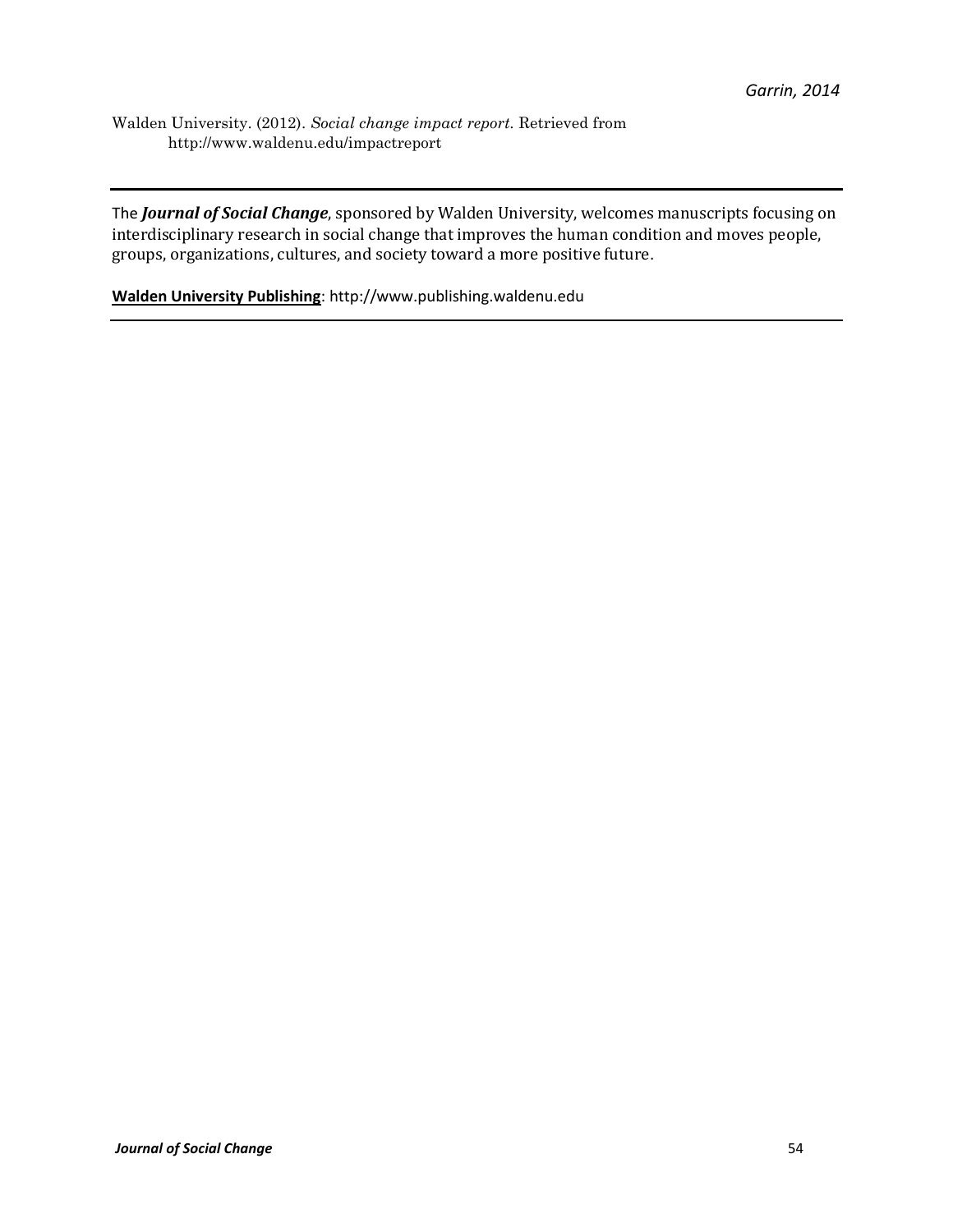Walden University. (2012). *Social change impact report.* Retrieved from http://www.waldenu.edu/impactreport

---

The ***Journal of Social Change***, sponsored by Walden University, welcomes manuscripts focusing on interdisciplinary research in social change that improves the human condition and moves people, groups, organizations, cultures, and society toward a more positive future.

**Walden University Publishing**: http://www.publishing.waldenu.edu

---